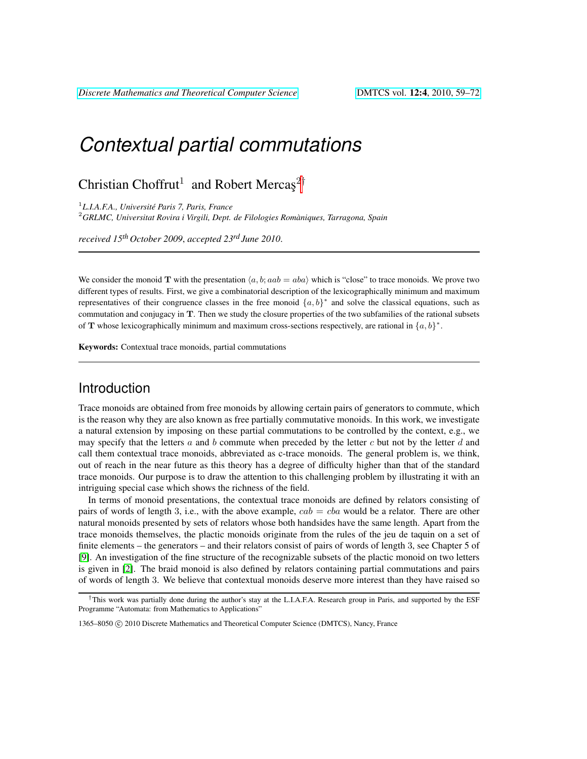# Contextual partial commutations

Christian Choffrut[1] and Robert Mercaş[2]†

[1] *L.I.A.F.A., Université Paris 7, Paris, France*
[2] *GRLMC, Universitat Rovira i Virgili, Dept. de Filologies Romàniques, Tarragona, Spain*

*received 15th October 2009, accepted 23rd June 2010.*

---

We consider the monoid $\mathbf{T}$ with the presentation $\langle a, b; aab = aba \rangle$ which is "close" to trace monoids. We prove two different types of results. First, we give a combinatorial description of the lexicographically minimum and maximum representatives of their congruence classes in the free monoid $\{a, b\}^*$ and solve the classical equations, such as commutation and conjugacy in $\mathbf{T}$. Then we study the closure properties of the two subfamilies of the rational subsets of $\mathbf{T}$ whose lexicographically minimum and maximum cross-sections respectively, are rational in $\{a, b\}^*$.

**Keywords:** Contextual trace monoids, partial commutations

---

## Introduction

Trace monoids are obtained from free monoids by allowing certain pairs of generators to commute, which is the reason why they are also known as free partially commutative monoids. In this work, we investigate a natural extension by imposing on these partial commutations to be controlled by the context, e.g., we may specify that the letters $a$ and $b$ commute when preceded by the letter $c$ but not by the letter $d$ and call them contextual trace monoids, abbreviated as c-trace monoids. The general problem is, we think, out of reach in the near future as this theory has a degree of difficulty higher than that of the standard trace monoids. Our purpose is to draw the attention to this challenging problem by illustrating it with an intriguing special case which shows the richness of the field.

In terms of monoid presentations, the contextual trace monoids are defined by relators consisting of pairs of words of length 3, i.e., with the above example, $cab = cba$ would be a relator. There are other natural monoids presented by sets of relators whose both handsides have the same length. Apart from the trace monoids themselves, the plactic monoids originate from the rules of the jeu de taquin on a set of finite elements – the generators – and their relators consist of pairs of words of length 3, see Chapter 5 of [9]. An investigation of the fine structure of the recognizable subsets of the plactic monoid on two letters is given in [2]. The braid monoid is also defined by relators containing partial commutations and pairs of words of length 3. We believe that contextual monoids deserve more interest than they have raised so

---

†This work was partially done during the author's stay at the L.I.A.F.A. Research group in Paris, and supported by the ESF Programme "Automata: from Mathematics to Applications"

1365–8050 © 2010 Discrete Mathematics and Theoretical Computer Science (DMTCS), Nancy, France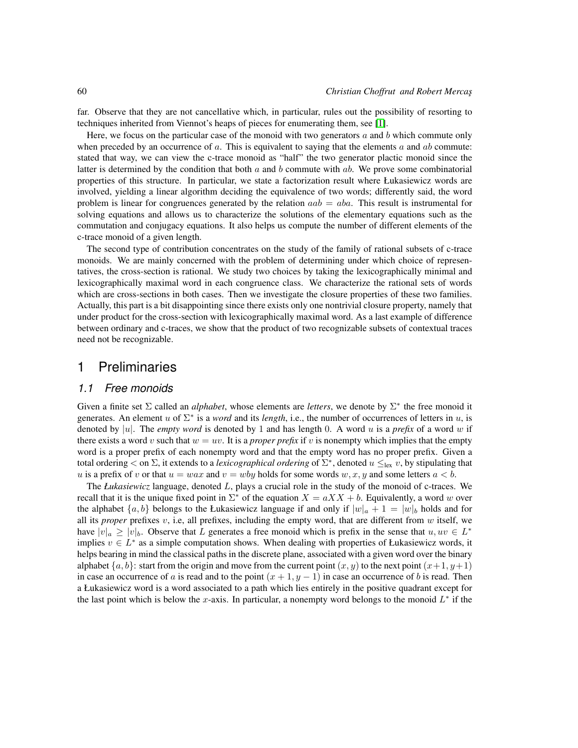far. Observe that they are not cancellative which, in particular, rules out the possibility of resorting to techniques inherited from Viennot's heaps of pieces for enumerating them, see [1].

Here, we focus on the particular case of the monoid with two generators $a$ and $b$ which commute only when preceded by an occurrence of $a$. This is equivalent to saying that the elements $a$ and $ab$ commute: stated that way, we can view the c-trace monoid as "half" the two generator plactic monoid since the latter is determined by the condition that both $a$ and $b$ commute with $ab$. We prove some combinatorial properties of this structure. In particular, we state a factorization result where Łukasiewicz words are involved, yielding a linear algorithm deciding the equivalence of two words; differently said, the word problem is linear for congruences generated by the relation $aab = aba$. This result is instrumental for solving equations and allows us to characterize the solutions of the elementary equations such as the commutation and conjugacy equations. It also helps us compute the number of different elements of the c-trace monoid of a given length.

The second type of contribution concentrates on the study of the family of rational subsets of c-trace monoids. We are mainly concerned with the problem of determining under which choice of representatives, the cross-section is rational. We study two choices by taking the lexicographically minimal and lexicographically maximal word in each congruence class. We characterize the rational sets of words which are cross-sections in both cases. Then we investigate the closure properties of these two families. Actually, this part is a bit disappointing since there exists only one nontrivial closure property, namely that under product for the cross-section with lexicographically maximal word. As a last example of difference between ordinary and c-traces, we show that the product of two recognizable subsets of contextual traces need not be recognizable.

# 1 Preliminaries

## 1.1 Free monoids

Given a finite set $\Sigma$ called an *alphabet*, whose elements are *letters*, we denote by $\Sigma^*$ the free monoid it generates. An element $u$ of $\Sigma^*$ is a *word* and its *length*, i.e., the number of occurrences of letters in $u$, is denoted by $|u|$. The *empty word* is denoted by 1 and has length 0. A word $u$ is a *prefix* of a word $w$ if there exists a word $v$ such that $w = uv$. It is a *proper prefix* if $v$ is nonempty which implies that the empty word is a proper prefix of each nonempty word and that the empty word has no proper prefix. Given a total ordering $<$ on $\Sigma$, it extends to a *lexicographical ordering* of $\Sigma^*$, denoted $u \leq_{\text{lex}} v$, by stipulating that $u$ is a prefix of $v$ or that $u = wax$ and $v = wby$ holds for some words $w, x, y$ and some letters $a < b$.

The *Łukasiewicz* language, denoted $L$, plays a crucial role in the study of the monoid of c-traces. We recall that it is the unique fixed point in $\Sigma^*$ of the equation $X = aXX + b$. Equivalently, a word $w$ over the alphabet $\{a, b\}$ belongs to the Łukasiewicz language if and only if $|w|_a + 1 = |w|_b$ holds and for all its *proper* prefixes $v$, i.e, all prefixes, including the empty word, that are different from $w$ itself, we have $|v|_a \geq |v|_b$. Observe that $L$ generates a free monoid which is prefix in the sense that $u, uv \in L^*$ implies $v \in L^*$ as a simple computation shows. When dealing with properties of Łukasiewicz words, it helps bearing in mind the classical paths in the discrete plane, associated with a given word over the binary alphabet $\{a, b\}$: start from the origin and move from the current point $(x, y)$ to the next point $(x+1, y+1)$ in case an occurrence of $a$ is read and to the point $(x + 1, y - 1)$ in case an occurrence of $b$ is read. Then a Łukasiewicz word is a word associated to a path which lies entirely in the positive quadrant except for the last point which is below the $x$-axis. In particular, a nonempty word belongs to the monoid $L^*$ if the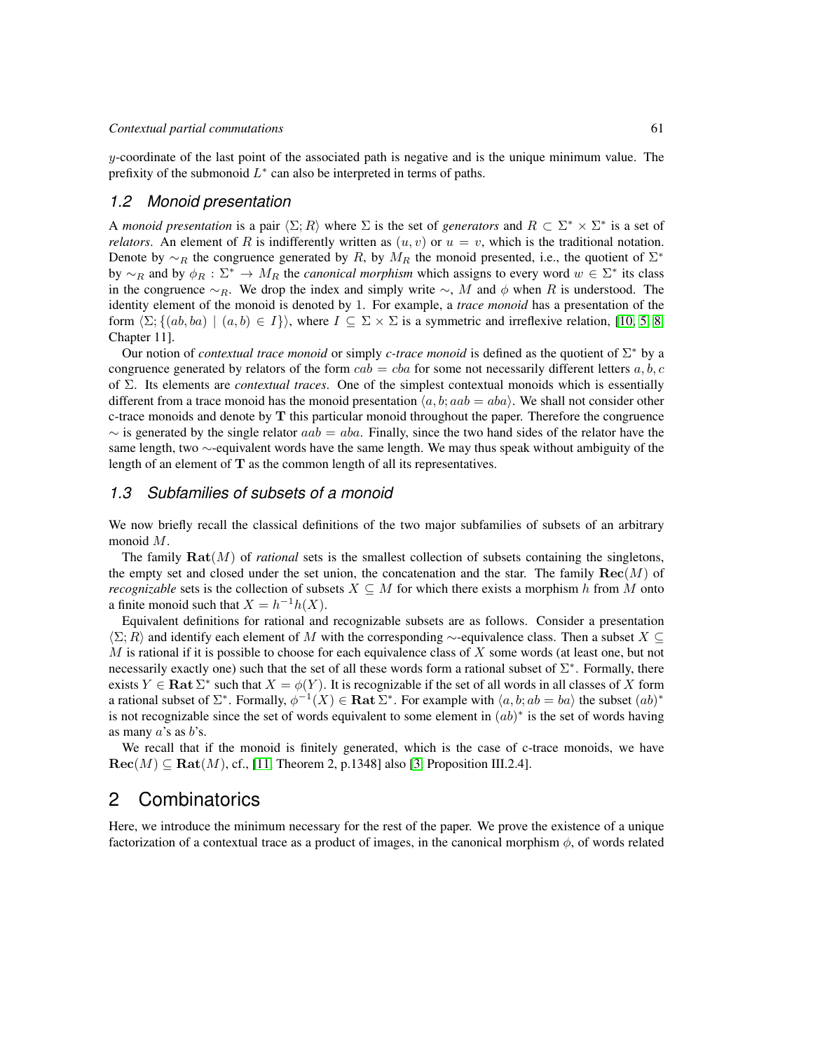$y$-coordinate of the last point of the associated path is negative and is the unique minimum value. The prefixity of the submonoid $L^*$ can also be interpreted in terms of paths.

### 1.2 Monoid presentation

A *monoid presentation* is a pair $\langle \Sigma; R \rangle$ where $\Sigma$ is the set of *generators* and $R \subset \Sigma^* \times \Sigma^*$ is a set of *relators*. An element of $R$ is indifferently written as $(u, v)$ or $u = v$, which is the traditional notation. Denote by $\sim_R$ the congruence generated by $R$, by $M_R$ the monoid presented, i.e., the quotient of $\Sigma^*$ by $\sim_R$ and by $\phi_R : \Sigma^* \to M_R$ the *canonical morphism* which assigns to every word $w \in \Sigma^*$ its class in the congruence $\sim_R$. We drop the index and simply write $\sim$, $M$ and $\phi$ when $R$ is understood. The identity element of the monoid is denoted by 1. For example, a *trace monoid* has a presentation of the form $\langle \Sigma; \{(ab, ba) \mid (a, b) \in I\} \rangle$, where $I \subseteq \Sigma \times \Sigma$ is a symmetric and irreflexive relation, [10, 5, 8, Chapter 11].

Our notion of *contextual trace monoid* or simply *c-trace monoid* is defined as the quotient of $\Sigma^*$ by a congruence generated by relators of the form $cab = cba$ for some not necessarily different letters $a, b, c$ of $\Sigma$. Its elements are *contextual traces*. One of the simplest contextual monoids which is essentially different from a trace monoid has the monoid presentation $\langle a, b; aab = aba \rangle$. We shall not consider other c-trace monoids and denote by $\mathbf{T}$ this particular monoid throughout the paper. Therefore the congruence $\sim$ is generated by the single relator $aab = aba$. Finally, since the two hand sides of the relator have the same length, two $\sim$-equivalent words have the same length. We may thus speak without ambiguity of the length of an element of $\mathbf{T}$ as the common length of all its representatives.

### 1.3 Subfamilies of subsets of a monoid

We now briefly recall the classical definitions of the two major subfamilies of subsets of an arbitrary monoid $M$.

The family $\mathbf{Rat}(M)$ of *rational* sets is the smallest collection of subsets containing the singletons, the empty set and closed under the set union, the concatenation and the star. The family $\mathbf{Rec}(M)$ of *recognizable* sets is the collection of subsets $X \subseteq M$ for which there exists a morphism $h$ from $M$ onto a finite monoid such that $X = h^{-1}h(X)$.

Equivalent definitions for rational and recognizable subsets are as follows. Consider a presentation $\langle \Sigma; R \rangle$ and identify each element of $M$ with the corresponding $\sim$-equivalence class. Then a subset $X \subseteq M$ is rational if it is possible to choose for each equivalence class of $X$ some words (at least one, but not necessarily exactly one) such that the set of all these words form a rational subset of $\Sigma^*$. Formally, there exists $Y \in \mathbf{Rat}\, \Sigma^*$ such that $X = \phi(Y)$. It is recognizable if the set of all words in all classes of $X$ form a rational subset of $\Sigma^*$. Formally, $\phi^{-1}(X) \in \mathbf{Rat}\, \Sigma^*$. For example with $\langle a, b; ab = ba \rangle$ the subset $(ab)^*$ is not recognizable since the set of words equivalent to some element in $(ab)^*$ is the set of words having as many $a$'s as $b$'s.

We recall that if the monoid is finitely generated, which is the case of c-trace monoids, we have $\mathbf{Rec}(M) \subseteq \mathbf{Rat}(M)$, cf., [11, Theorem 2, p.1348] also [3, Proposition III.2.4].

## 2 Combinatorics

Here, we introduce the minimum necessary for the rest of the paper. We prove the existence of a unique factorization of a contextual trace as a product of images, in the canonical morphism $\phi$, of words related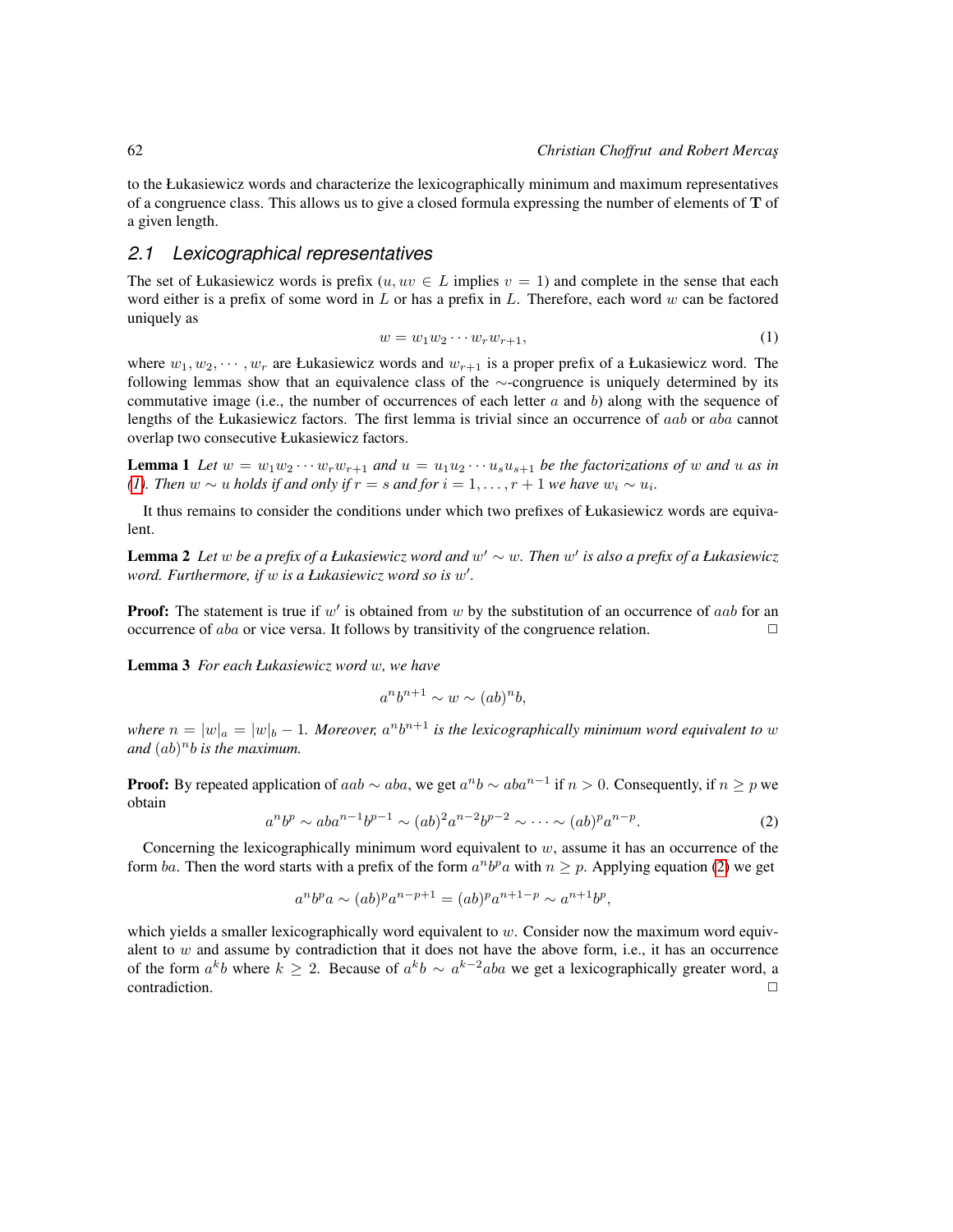to the Łukasiewicz words and characterize the lexicographically minimum and maximum representatives of a congruence class. This allows us to give a closed formula expressing the number of elements of $\mathbf{T}$ of a given length.

### 2.1 Lexicographical representatives

The set of Łukasiewicz words is prefix ($u, uv \in L$ implies $v = 1$) and complete in the sense that each word either is a prefix of some word in $L$ or has a prefix in $L$. Therefore, each word $w$ can be factored uniquely as

$$w = w_1 w_2 \cdots w_r w_{r+1}, \tag{1}$$

where $w_1, w_2, \cdots, w_r$ are Łukasiewicz words and $w_{r+1}$ is a proper prefix of a Łukasiewicz word. The following lemmas show that an equivalence class of the $\sim$-congruence is uniquely determined by its commutative image (i.e., the number of occurrences of each letter $a$ and $b$) along with the sequence of lengths of the Łukasiewicz factors. The first lemma is trivial since an occurrence of $aab$ or $aba$ cannot overlap two consecutive Łukasiewicz factors.

**Lemma 1** *Let $w = w_1 w_2 \cdots w_r w_{r+1}$ and $u = u_1 u_2 \cdots u_s u_{s+1}$ be the factorizations of $w$ and $u$ as in (1). Then $w \sim u$ holds if and only if $r = s$ and for $i = 1, \ldots, r+1$ we have $w_i \sim u_i$.*

It thus remains to consider the conditions under which two prefixes of Łukasiewicz words are equivalent.

**Lemma 2** *Let $w$ be a prefix of a Łukasiewicz word and $w' \sim w$. Then $w'$ is also a prefix of a Łukasiewicz word. Furthermore, if $w$ is a Łukasiewicz word so is $w'$.*

**Proof:** The statement is true if $w'$ is obtained from $w$ by the substitution of an occurrence of $aab$ for an occurrence of $aba$ or vice versa. It follows by transitivity of the congruence relation. $\square$

**Lemma 3** *For each Łukasiewicz word $w$, we have*

$$a^n b^{n+1} \sim w \sim (ab)^n b,$$

*where $n = |w|_a = |w|_b - 1$. Moreover, $a^n b^{n+1}$ is the lexicographically minimum word equivalent to $w$ and $(ab)^n b$ is the maximum.*

**Proof:** By repeated application of $aab \sim aba$, we get $a^n b \sim aba^{n-1}$ if $n > 0$. Consequently, if $n \geq p$ we obtain

$$a^n b^p \sim aba^{n-1} b^{p-1} \sim (ab)^2 a^{n-2} b^{p-2} \sim \cdots \sim (ab)^p a^{n-p}. \tag{2}$$

Concerning the lexicographically minimum word equivalent to $w$, assume it has an occurrence of the form $ba$. Then the word starts with a prefix of the form $a^n b^p a$ with $n \geq p$. Applying equation (2) we get

$$a^n b^p a \sim (ab)^p a^{n-p+1} = (ab)^p a^{n+1-p} \sim a^{n+1} b^p,$$

which yields a smaller lexicographically word equivalent to $w$. Consider now the maximum word equivalent to $w$ and assume by contradiction that it does not have the above form, i.e., it has an occurrence of the form $a^k b$ where $k \geq 2$. Because of $a^k b \sim a^{k-2} aba$ we get a lexicographically greater word, a contradiction. $\square$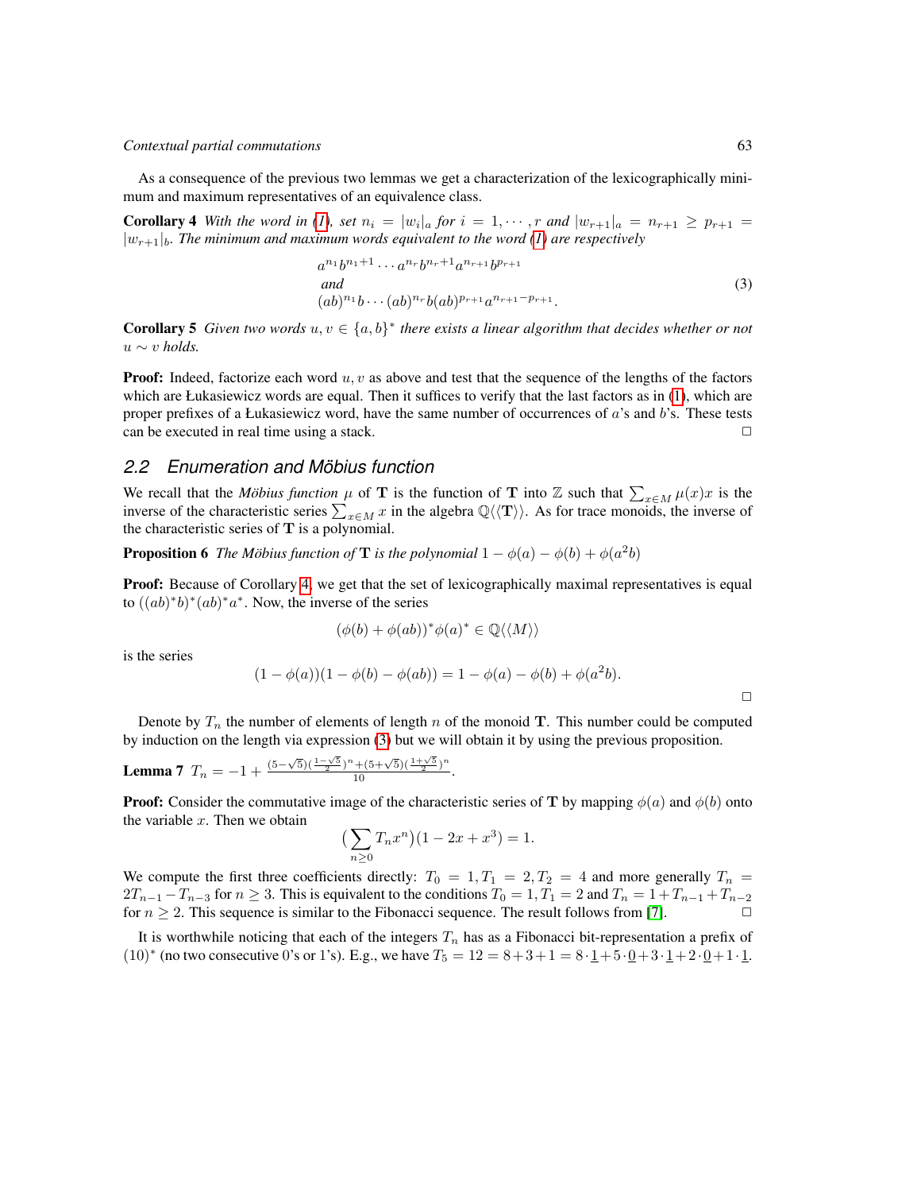As a consequence of the previous two lemmas we get a characterization of the lexicographically minimum and maximum representatives of an equivalence class.

**Corollary 4** *With the word in (1), set $n_i = |w_i|_a$ for $i = 1, \cdots, r$ and $|w_{r+1}|_a = n_{r+1} \geq p_{r+1} = |w_{r+1}|_b$. The minimum and maximum words equivalent to the word (1) are respectively*

$$
\begin{array}{l}
a^{n_1} b^{n_1+1} \cdots a^{n_r} b^{n_r+1} a^{n_{r+1}} b^{p_{r+1}} \\
\text{and} \\
(ab)^{n_1} b \cdots (ab)^{n_r} b (ab)^{p_{r+1}} a^{n_{r+1}-p_{r+1}}.
\end{array}
\tag{3}
$$

**Corollary 5** *Given two words $u, v \in \{a, b\}^*$ there exists a linear algorithm that decides whether or not $u \sim v$ holds.*

**Proof:** Indeed, factorize each word $u, v$ as above and test that the sequence of the lengths of the factors which are Łukasiewicz words are equal. Then it suffices to verify that the last factors as in (1), which are proper prefixes of a Łukasiewicz word, have the same number of occurrences of $a$'s and $b$'s. These tests can be executed in real time using a stack. □

## 2.2 Enumeration and Möbius function

We recall that the *Möbius function* $\mu$ of $\mathbf{T}$ is the function of $\mathbf{T}$ into $\mathbb{Z}$ such that $\sum_{x \in M} \mu(x) x$ is the inverse of the characteristic series $\sum_{x \in M} x$ in the algebra $\mathbb{Q}\langle\langle \mathbf{T} \rangle\rangle$. As for trace monoids, the inverse of the characteristic series of $\mathbf{T}$ is a polynomial.

**Proposition 6** *The Möbius function of $\mathbf{T}$ is the polynomial $1 - \phi(a) - \phi(b) + \phi(a^2 b)$*

**Proof:** Because of Corollary 4, we get that the set of lexicographically maximal representatives is equal to $((ab)^* b)^* (ab)^* a^*$. Now, the inverse of the series

$$(\phi(b) + \phi(ab))^* \phi(a)^* \in \mathbb{Q}\langle\langle M \rangle\rangle$$

is the series

$$(1 - \phi(a))(1 - \phi(b) - \phi(ab)) = 1 - \phi(a) - \phi(b) + \phi(a^2 b).$$

□

Denote by $T_n$ the number of elements of length $n$ of the monoid $\mathbf{T}$. This number could be computed by induction on the length via expression (3) but we will obtain it by using the previous proposition.

**Lemma 7** $T_n = -1 + \frac{(5-\sqrt{5})(\frac{1-\sqrt{5}}{2})^n + (5+\sqrt{5})(\frac{1+\sqrt{5}}{2})^n}{10}$.

**Proof:** Consider the commutative image of the characteristic series of $\mathbf{T}$ by mapping $\phi(a)$ and $\phi(b)$ onto the variable $x$. Then we obtain

$$\big(\sum_{n \geq 0} T_n x^n\big)(1 - 2x + x^3) = 1.$$

We compute the first three coefficients directly: $T_0 = 1, T_1 = 2, T_2 = 4$ and more generally $T_n = 2T_{n-1} - T_{n-3}$ for $n \geq 3$. This is equivalent to the conditions $T_0 = 1, T_1 = 2$ and $T_n = 1 + T_{n-1} + T_{n-2}$ for $n \geq 2$. This sequence is similar to the Fibonacci sequence. The result follows from [7]. □

It is worthwhile noticing that each of the integers $T_n$ has as a Fibonacci bit-representation a prefix of $(10)^*$ (no two consecutive 0's or 1's). E.g., we have $T_5 = 12 = 8 + 3 + 1 = 8 \cdot \underline{1} + 5 \cdot \underline{0} + 3 \cdot \underline{1} + 2 \cdot \underline{0} + 1 \cdot \underline{1}$.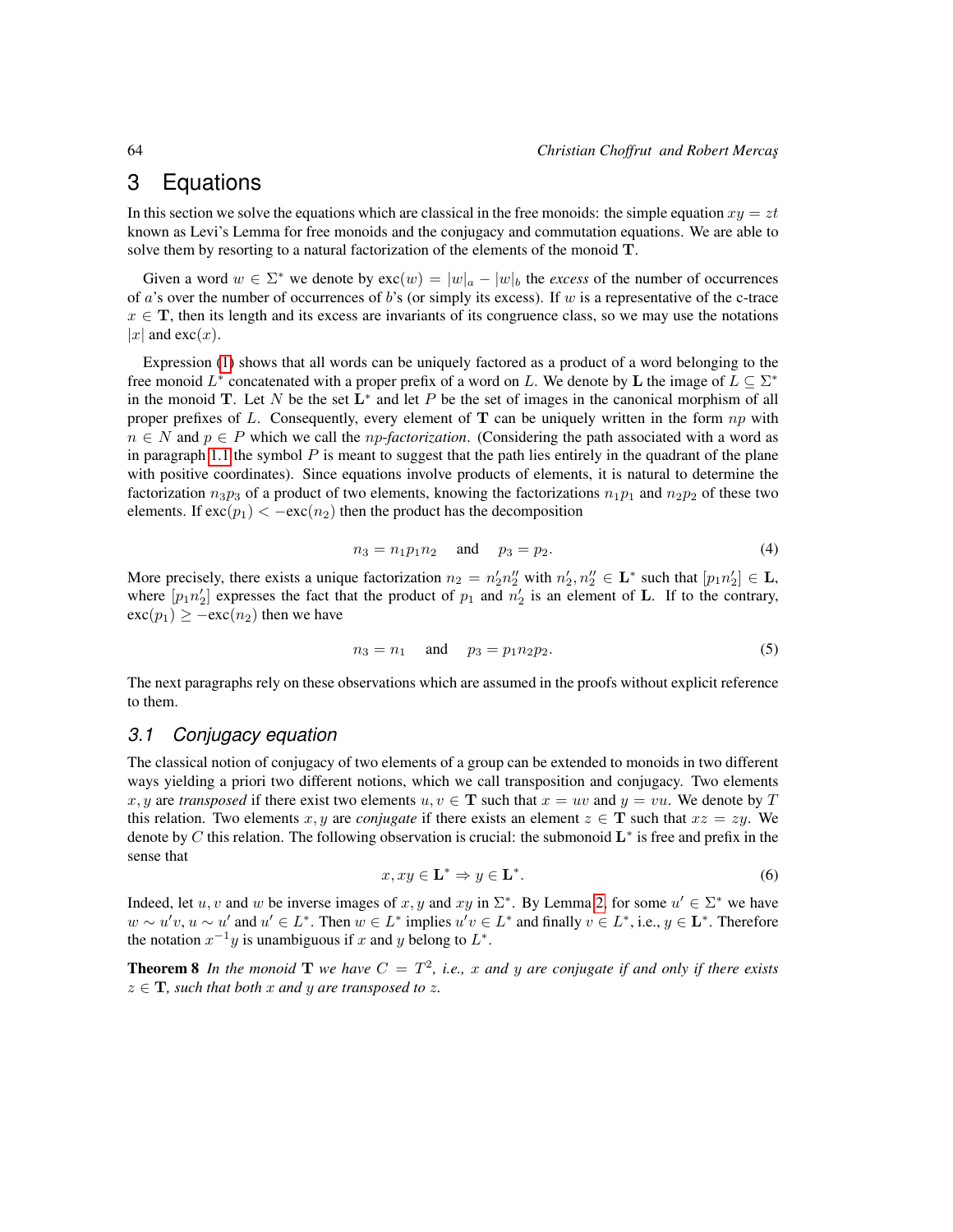# 3 Equations

In this section we solve the equations which are classical in the free monoids: the simple equation $xy = zt$ known as Levi's Lemma for free monoids and the conjugacy and commutation equations. We are able to solve them by resorting to a natural factorization of the elements of the monoid $\mathbf{T}$.

Given a word $w \in \Sigma^*$ we denote by $\text{exc}(w) = |w|_a - |w|_b$ the *excess* of the number of occurrences of $a$'s over the number of occurrences of $b$'s (or simply its excess). If $w$ is a representative of the c-trace $x \in \mathbf{T}$, then its length and its excess are invariants of its congruence class, so we may use the notations $|x|$ and $\text{exc}(x)$.

Expression (1) shows that all words can be uniquely factored as a product of a word belonging to the free monoid $L^*$ concatenated with a proper prefix of a word on $L$. We denote by $\mathbf{L}$ the image of $L \subseteq \Sigma^*$ in the monoid $\mathbf{T}$. Let $N$ be the set $\mathbf{L}^*$ and let $P$ be the set of images in the canonical morphism of all proper prefixes of $L$. Consequently, every element of $\mathbf{T}$ can be uniquely written in the form $np$ with $n \in N$ and $p \in P$ which we call the *np-factorization*. (Considering the path associated with a word as in paragraph 1.1 the symbol $P$ is meant to suggest that the path lies entirely in the quadrant of the plane with positive coordinates). Since equations involve products of elements, it is natural to determine the factorization $n_3p_3$ of a product of two elements, knowing the factorizations $n_1p_1$ and $n_2p_2$ of these two elements. If $\text{exc}(p_1) < -\text{exc}(n_2)$ then the product has the decomposition

$$n_3 = n_1p_1n_2 \quad \text{and} \quad p_3 = p_2. \tag{4}$$

More precisely, there exists a unique factorization $n_2 = n_2'n_2''$ with $n_2', n_2'' \in \mathbf{L}^*$ such that $[p_1n_2'] \in \mathbf{L}$, where $[p_1n_2']$ expresses the fact that the product of $p_1$ and $n_2'$ is an element of $\mathbf{L}$. If to the contrary, $\text{exc}(p_1) \geq -\text{exc}(n_2)$ then we have

$$n_3 = n_1 \quad \text{and} \quad p_3 = p_1n_2p_2. \tag{5}$$

The next paragraphs rely on these observations which are assumed in the proofs without explicit reference to them.

## 3.1 Conjugacy equation

The classical notion of conjugacy of two elements of a group can be extended to monoids in two different ways yielding a priori two different notions, which we call transposition and conjugacy. Two elements $x, y$ are *transposed* if there exist two elements $u, v \in \mathbf{T}$ such that $x = uv$ and $y = vu$. We denote by $T$ this relation. Two elements $x, y$ are *conjugate* if there exists an element $z \in \mathbf{T}$ such that $xz = zy$. We denote by $C$ this relation. The following observation is crucial: the submonoid $\mathbf{L}^*$ is free and prefix in the sense that

$$x, xy \in \mathbf{L}^* \Rightarrow y \in \mathbf{L}^*. \tag{6}$$

Indeed, let $u, v$ and $w$ be inverse images of $x, y$ and $xy$ in $\Sigma^*$. By Lemma 2, for some $u' \in \Sigma^*$ we have $w \sim u'v$, $u \sim u'$ and $u' \in L^*$. Then $w \in L^*$ implies $u'v \in L^*$ and finally $v \in L^*$, i.e., $y \in \mathbf{L}^*$. Therefore the notation $x^{-1}y$ is unambiguous if $x$ and $y$ belong to $L^*$.

**Theorem 8** *In the monoid $\mathbf{T}$ we have $C = T^2$, i.e., $x$ and $y$ are conjugate if and only if there exists $z \in \mathbf{T}$, such that both $x$ and $y$ are transposed to $z$.*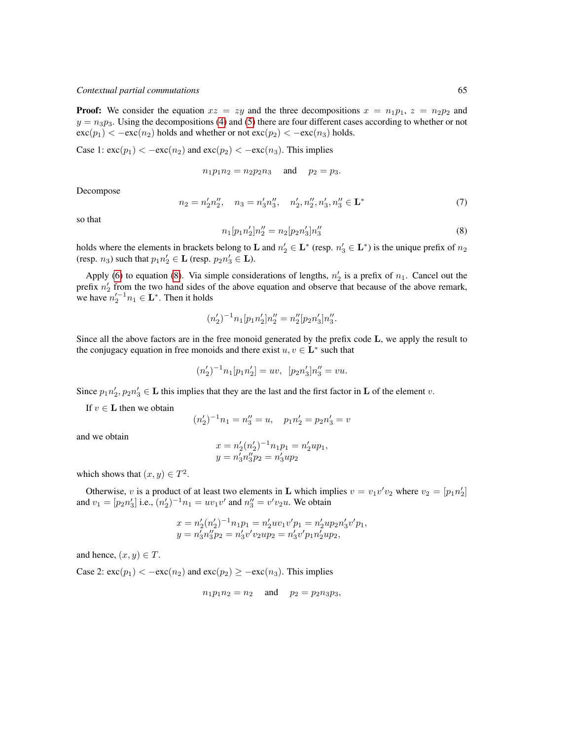**Proof:** We consider the equation $xz = zy$ and the three decompositions $x = n_1p_1$, $z = n_2p_2$ and $y = n_3p_3$. Using the decompositions (4) and (5) there are four different cases according to whether or not $\text{exc}(p_1) < -\text{exc}(n_2)$ holds and whether or not $\text{exc}(p_2) < -\text{exc}(n_3)$ holds.

Case 1: $\text{exc}(p_1) < -\text{exc}(n_2)$ and $\text{exc}(p_2) < -\text{exc}(n_3)$. This implies

$$n_1p_1n_2 = n_2p_2n_3 \quad \text{and} \quad p_2 = p_3.$$

Decompose

$$n_2 = n_2'n_2'', \quad n_3 = n_3'n_3'', \quad n_2', n_2'', n_3', n_3'' \in \mathbf{L}^* \tag{7}$$

so that

$$n_1[p_1n_2']n_2'' = n_2[p_2n_3']n_3'' \tag{8}$$

holds where the elements in brackets belong to $\mathbf{L}$ and $n_2' \in \mathbf{L}^*$ (resp. $n_3' \in \mathbf{L}^*$) is the unique prefix of $n_2$ (resp. $n_3$) such that $p_1n_2' \in \mathbf{L}$ (resp. $p_2n_3' \in \mathbf{L}$).

Apply (6) to equation (8). Via simple considerations of lengths, $n_2'$ is a prefix of $n_1$. Cancel out the prefix $n_2'$ from the two hand sides of the above equation and observe that because of the above remark, we have $n_2'^{-1}n_1 \in \mathbf{L}^*$. Then it holds

$$(n_2')^{-1}n_1[p_1n_2']n_2'' = n_2''[p_2n_3']n_3''.$$

Since all the above factors are in the free monoid generated by the prefix code $\mathbf{L}$, we apply the result to the conjugacy equation in free monoids and there exist $u, v \in \mathbf{L}^*$ such that

$$(n_2')^{-1}n_1[p_1n_2'] = uv, \;\; [p_2n_3']n_3'' = vu.$$

Since $p_1n_2', p_2n_3' \in \mathbf{L}$ this implies that they are the last and the first factor in $\mathbf{L}$ of the element $v$.

If $v \in \mathbf{L}$ then we obtain

$$(n_2')^{-1}n_1 = n_3'' = u, \quad p_1n_2' = p_2n_3' = v$$

and we obtain

$$\begin{aligned} x &= n_2'(n_2')^{-1}n_1p_1 = n_2'up_1, \\ y &= n_3'n_3''p_2 = n_3'up_2 \end{aligned}$$

which shows that $(x, y) \in T^2$.

Otherwise, $v$ is a product of at least two elements in $\mathbf{L}$ which implies $v = v_1v'v_2$ where $v_2 = [p_1n_2']$ and $v_1 = [p_2n_3']$ i.e., $(n_2')^{-1}n_1 = uv_1v'$ and $n_3'' = v'v_2u$. We obtain

$$\begin{aligned} x &= n_2'(n_2')^{-1}n_1p_1 = n_2'uv_1v'p_1 = n_2'up_2n_3'v'p_1, \\ y &= n_3'n_3''p_2 = n_3'v'v_2up_2 = n_3'v'p_1n_2'up_2, \end{aligned}$$

and hence, $(x, y) \in T$.

Case 2: $\text{exc}(p_1) < -\text{exc}(n_2)$ and $\text{exc}(p_2) \geq -\text{exc}(n_3)$. This implies

$$n_1p_1n_2 = n_2 \quad \text{and} \quad p_2 = p_2n_3p_3,$$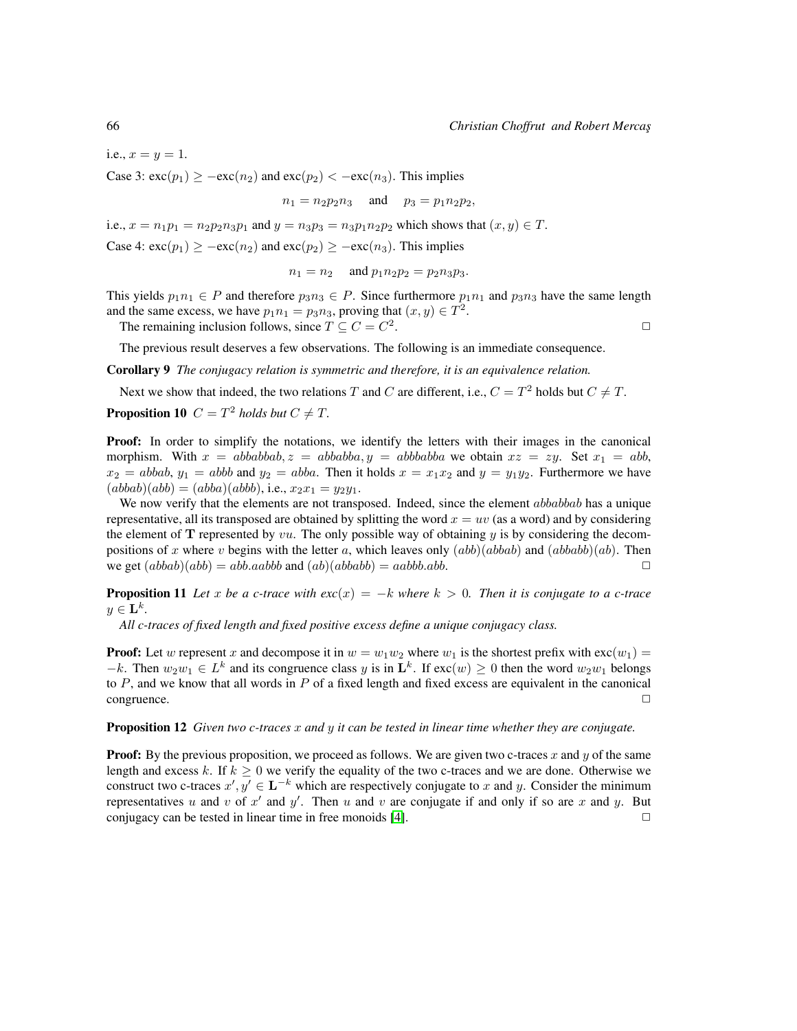i.e., $x = y = 1$.

Case 3: $\text{exc}(p_1) \geq -\text{exc}(n_2)$ and $\text{exc}(p_2) < -\text{exc}(n_3)$. This implies

$$n_1 = n_2 p_2 n_3 \quad \text{and} \quad p_3 = p_1 n_2 p_2,$$

i.e., $x = n_1 p_1 = n_2 p_2 n_3 p_1$ and $y = n_3 p_3 = n_3 p_1 n_2 p_2$ which shows that $(x, y) \in T$.

Case 4: $\text{exc}(p_1) \geq -\text{exc}(n_2)$ and $\text{exc}(p_2) \geq -\text{exc}(n_3)$. This implies

$$n_1 = n_2 \quad \text{and } p_1 n_2 p_2 = p_2 n_3 p_3.$$

This yields $p_1 n_1 \in P$ and therefore $p_3 n_3 \in P$. Since furthermore $p_1 n_1$ and $p_3 n_3$ have the same length and the same excess, we have $p_1 n_1 = p_3 n_3$, proving that $(x, y) \in T^2$.

The remaining inclusion follows, since $T \subseteq C = C^2$. □

The previous result deserves a few observations. The following is an immediate consequence.

**Corollary 9** *The conjugacy relation is symmetric and therefore, it is an equivalence relation.*

Next we show that indeed, the two relations $T$ and $C$ are different, i.e., $C = T^2$ holds but $C \neq T$.

**Proposition 10** *$C = T^2$ holds but $C \neq T$.*

**Proof:** In order to simplify the notations, we identify the letters with their images in the canonical morphism. With $x = abbabbab, z = abbabba, y = abbbabba$ we obtain $xz = zy$. Set $x_1 = abb$, $x_2 = abbab$, $y_1 = abbb$ and $y_2 = abba$. Then it holds $x = x_1 x_2$ and $y = y_1 y_2$. Furthermore we have $(abbab)(abb) = (abba)(abbb)$, i.e., $x_2 x_1 = y_2 y_1$.

We now verify that the elements are not transposed. Indeed, since the element $abbabbab$ has a unique representative, all its transposed are obtained by splitting the word $x = uv$ (as a word) and by considering the element of $\mathbf{T}$ represented by $vu$. The only possible way of obtaining $y$ is by considering the decompositions of $x$ where $v$ begins with the letter $a$, which leaves only $(abb)(abbab)$ and $(abbabb)(ab)$. Then we get $(abbab)(abb) = abb.aabbb$ and $(ab)(abbabb) = aabbb.abb$. □

**Proposition 11** *Let $x$ be a c-trace with $exc(x) = -k$ where $k > 0$. Then it is conjugate to a c-trace $y \in \mathbf{L}^k$.*

*All c-traces of fixed length and fixed positive excess define a unique conjugacy class.*

**Proof:** Let $w$ represent $x$ and decompose it in $w = w_1 w_2$ where $w_1$ is the shortest prefix with $\text{exc}(w_1) = -k$. Then $w_2 w_1 \in L^k$ and its congruence class $y$ is in $\mathbf{L}^k$. If $\text{exc}(w) \geq 0$ then the word $w_2 w_1$ belongs to $P$, and we know that all words in $P$ of a fixed length and fixed excess are equivalent in the canonical congruence. □

**Proposition 12** *Given two c-traces $x$ and $y$ it can be tested in linear time whether they are conjugate.*

**Proof:** By the previous proposition, we proceed as follows. We are given two c-traces $x$ and $y$ of the same length and excess $k$. If $k \geq 0$ we verify the equality of the two c-traces and we are done. Otherwise we construct two c-traces $x', y' \in \mathbf{L}^{-k}$ which are respectively conjugate to $x$ and $y$. Consider the minimum representatives $u$ and $v$ of $x'$ and $y'$. Then $u$ and $v$ are conjugate if and only if so are $x$ and $y$. But conjugacy can be tested in linear time in free monoids [4]. □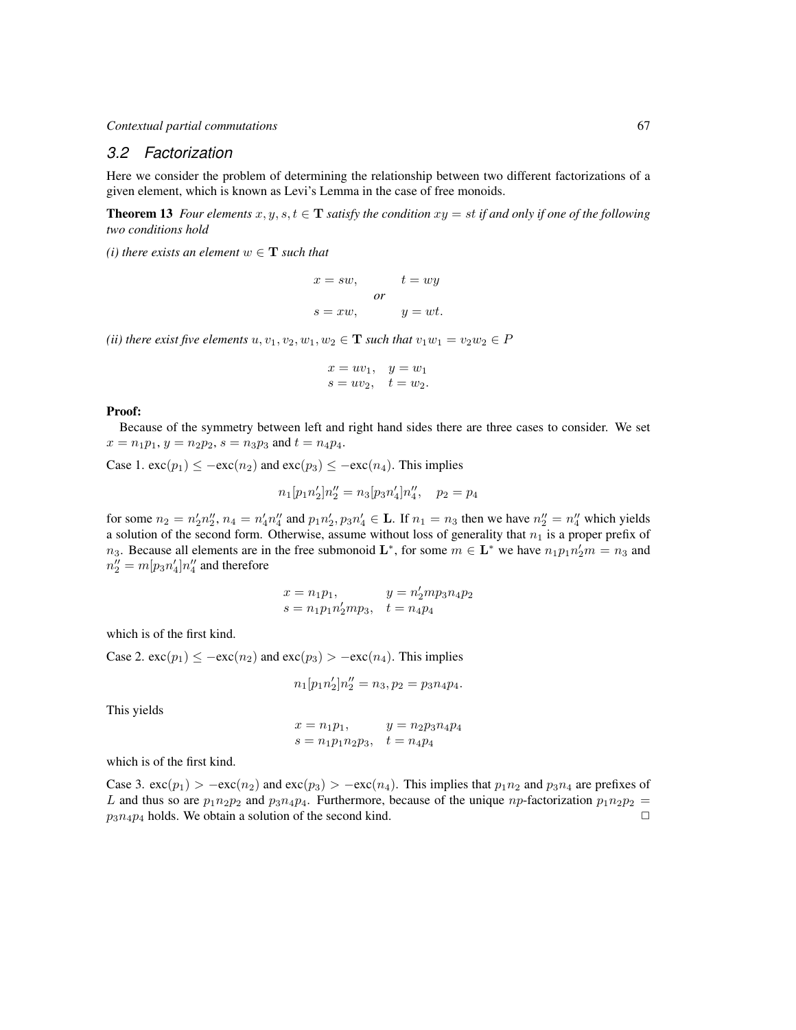## 3.2 Factorization

Here we consider the problem of determining the relationship between two different factorizations of a given element, which is known as Levi's Lemma in the case of free monoids.

**Theorem 13** *Four elements $x, y, s, t \in \mathbf{T}$ satisfy the condition $xy = st$ if and only if one of the following two conditions hold*

*(i) there exists an element $w \in \mathbf{T}$ such that*

$$x = sw, \qquad t = wy$$
$$\textit{or}$$
$$s = xw, \qquad y = wt.$$

*(ii) there exist five elements $u, v_1, v_2, w_1, w_2 \in \mathbf{T}$ such that $v_1w_1 = v_2w_2 \in P$*

$$x = uv_1, \quad y = w_1$$
$$s = uv_2, \quad t = w_2.$$

**Proof:**

Because of the symmetry between left and right hand sides there are three cases to consider. We set $x = n_1p_1$, $y = n_2p_2$, $s = n_3p_3$ and $t = n_4p_4$.

Case 1. $\text{exc}(p_1) \leq -\text{exc}(n_2)$ and $\text{exc}(p_3) \leq -\text{exc}(n_4)$. This implies

$$n_1[p_1n_2']n_2'' = n_3[p_3n_4']n_4'', \quad p_2 = p_4$$

for some $n_2 = n_2'n_2''$, $n_4 = n_4'n_4''$ and $p_1n_2', p_3n_4' \in \mathbf{L}$. If $n_1 = n_3$ then we have $n_2'' = n_4''$ which yields a solution of the second form. Otherwise, assume without loss of generality that $n_1$ is a proper prefix of $n_3$. Because all elements are in the free submonoid $\mathbf{L}^*$, for some $m \in \mathbf{L}^*$ we have $n_1p_1n_2'm = n_3$ and $n_2'' = m[p_3n_4']n_4''$ and therefore

$$x = n_1p_1, \qquad y = n_2'mp_3n_4p_2$$
$$s = n_1p_1n_2'mp_3, \quad t = n_4p_4$$

which is of the first kind.

Case 2. $\text{exc}(p_1) \leq -\text{exc}(n_2)$ and $\text{exc}(p_3) > -\text{exc}(n_4)$. This implies

$$n_1[p_1n_2']n_2'' = n_3, p_2 = p_3n_4p_4.$$

This yields

$$x = n_1p_1, \qquad y = n_2p_3n_4p_4$$
$$s = n_1p_1n_2p_3, \quad t = n_4p_4$$

which is of the first kind.

Case 3. $\text{exc}(p_1) > -\text{exc}(n_2)$ and $\text{exc}(p_3) > -\text{exc}(n_4)$. This implies that $p_1n_2$ and $p_3n_4$ are prefixes of $L$ and thus so are $p_1n_2p_2$ and $p_3n_4p_4$. Furthermore, because of the unique $np$-factorization $p_1n_2p_2 = p_3n_4p_4$ holds. We obtain a solution of the second kind. $\Box$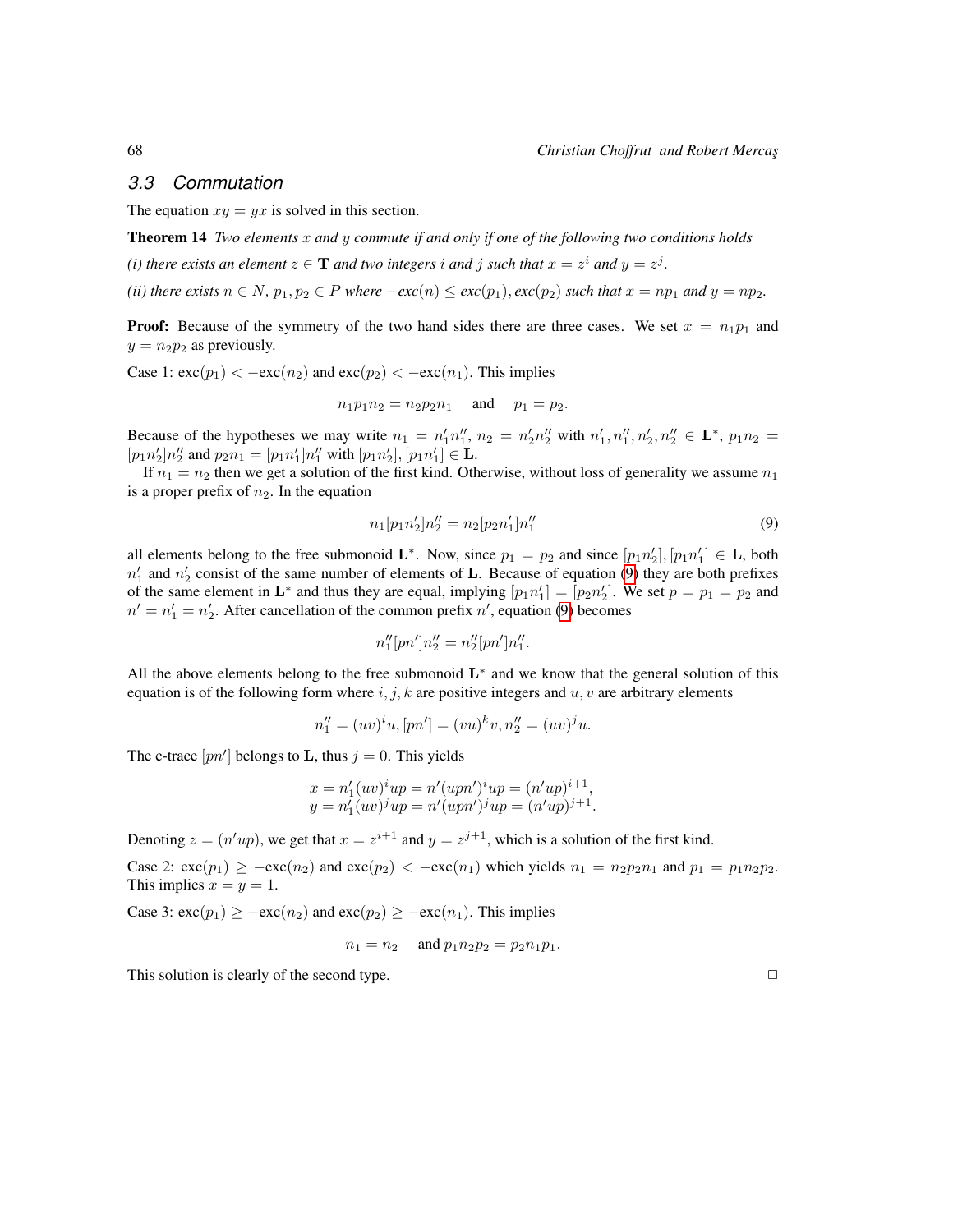### 3.3 Commutation

The equation $xy = yx$ is solved in this section.

**Theorem 14** *Two elements $x$ and $y$ commute if and only if one of the following two conditions holds*

*(i) there exists an element $z \in \mathbf{T}$ and two integers $i$ and $j$ such that $x = z^i$ and $y = z^j$.*

*(ii) there exists $n \in N$, $p_1, p_2 \in P$ where $-exc(n) \leq exc(p_1), exc(p_2)$ such that $x = np_1$ and $y = np_2$.*

**Proof:** Because of the symmetry of the two hand sides there are three cases. We set $x = n_1 p_1$ and $y = n_2 p_2$ as previously.

Case 1: $\text{exc}(p_1) < -\text{exc}(n_2)$ and $\text{exc}(p_2) < -\text{exc}(n_1)$. This implies

$$n_1 p_1 n_2 = n_2 p_2 n_1 \quad \text{and} \quad p_1 = p_2.$$

Because of the hypotheses we may write $n_1 = n_1' n_1''$, $n_2 = n_2' n_2''$ with $n_1', n_1'', n_2', n_2'' \in \mathbf{L}^*$, $p_1 n_2 = [p_1 n_2'] n_2''$ and $p_2 n_1 = [p_1 n_1'] n_1''$ with $[p_1 n_2'], [p_1 n_1'] \in \mathbf{L}$.

If $n_1 = n_2$ then we get a solution of the first kind. Otherwise, without loss of generality we assume $n_1$ is a proper prefix of $n_2$. In the equation

$$n_1 [p_1 n_2'] n_2'' = n_2 [p_2 n_1'] n_1'' \tag{9}$$

all elements belong to the free submonoid $\mathbf{L}^*$. Now, since $p_1 = p_2$ and since $[p_1 n_2'], [p_1 n_1'] \in \mathbf{L}$, both $n_1'$ and $n_2'$ consist of the same number of elements of $\mathbf{L}$. Because of equation (9) they are both prefixes of the same element in $\mathbf{L}^*$ and thus they are equal, implying $[p_1 n_1'] = [p_2 n_2']$. We set $p = p_1 = p_2$ and $n' = n_1' = n_2'$. After cancellation of the common prefix $n'$, equation (9) becomes

$$n_1'' [pn'] n_2'' = n_2'' [pn'] n_1''.$$

All the above elements belong to the free submonoid $\mathbf{L}^*$ and we know that the general solution of this equation is of the following form where $i, j, k$ are positive integers and $u, v$ are arbitrary elements

$$n_1'' = (uv)^i u, [pn'] = (vu)^k v, n_2'' = (uv)^j u.$$

The c-trace $[pn']$ belongs to $\mathbf{L}$, thus $j = 0$. This yields

$$\begin{aligned} x = n_1'(uv)^i up = n'(upn')^i up = (n'up)^{i+1}, \\ y = n_1'(uv)^j up = n'(upn')^j up = (n'up)^{j+1}. \end{aligned}$$

Denoting $z = (n'up)$, we get that $x = z^{i+1}$ and $y = z^{j+1}$, which is a solution of the first kind.

Case 2: $\text{exc}(p_1) \geq -\text{exc}(n_2)$ and $\text{exc}(p_2) < -\text{exc}(n_1)$ which yields $n_1 = n_2 p_2 n_1$ and $p_1 = p_1 n_2 p_2$. This implies $x = y = 1$.

Case 3: $\text{exc}(p_1) \geq -\text{exc}(n_2)$ and $\text{exc}(p_2) \geq -\text{exc}(n_1)$. This implies

$$n_1 = n_2 \quad \text{and } p_1 n_2 p_2 = p_2 n_1 p_1.$$

This solution is clearly of the second type. □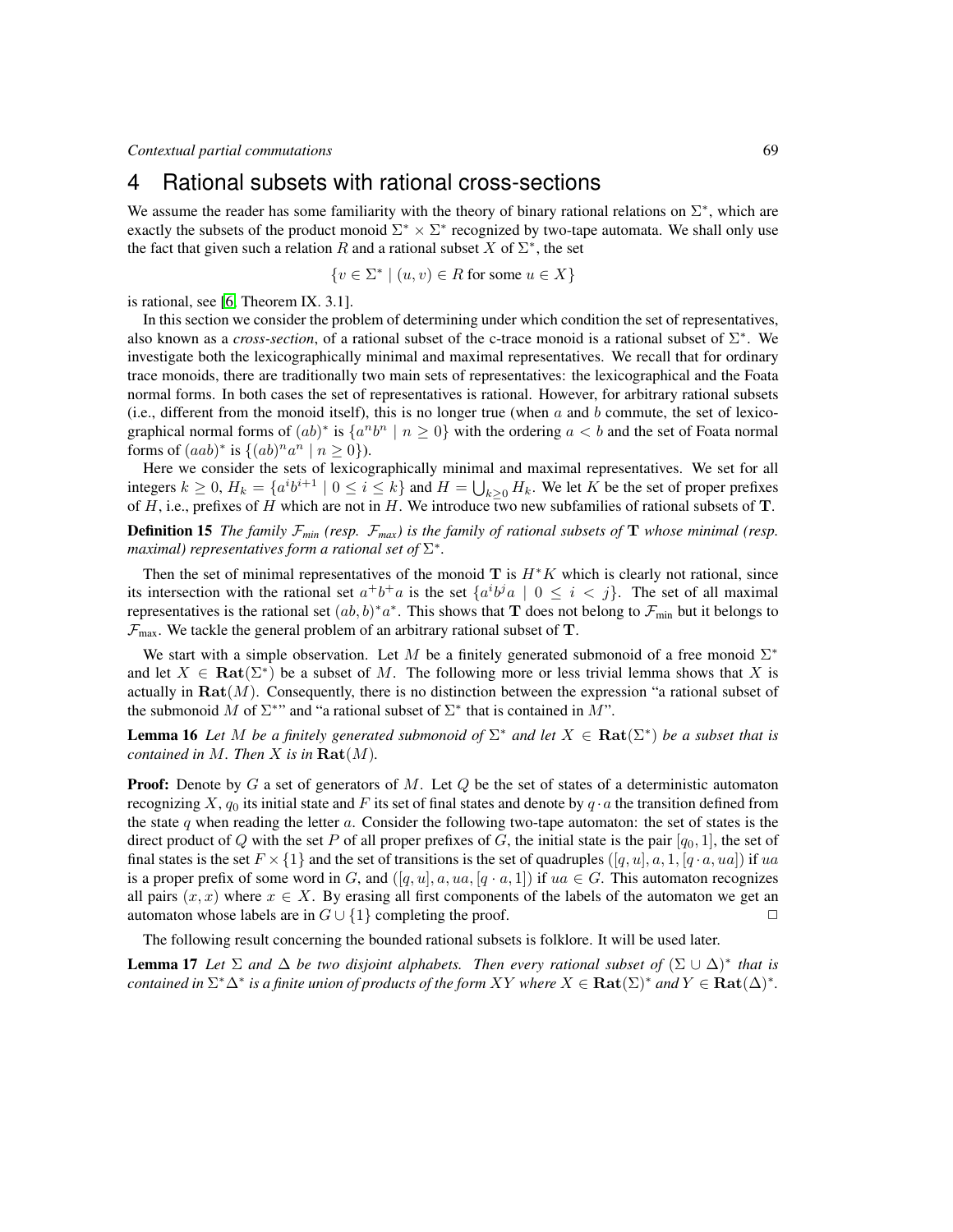## 4 Rational subsets with rational cross-sections

We assume the reader has some familiarity with the theory of binary rational relations on $\Sigma^*$, which are exactly the subsets of the product monoid $\Sigma^* \times \Sigma^*$ recognized by two-tape automata. We shall only use the fact that given such a relation $R$ and a rational subset $X$ of $\Sigma^*$, the set

$$\{v \in \Sigma^* \mid (u, v) \in R \text{ for some } u \in X\}$$

is rational, see [6, Theorem IX. 3.1].

In this section we consider the problem of determining under which condition the set of representatives, also known as a *cross-section*, of a rational subset of the c-trace monoid is a rational subset of $\Sigma^*$. We investigate both the lexicographically minimal and maximal representatives. We recall that for ordinary trace monoids, there are traditionally two main sets of representatives: the lexicographical and the Foata normal forms. In both cases the set of representatives is rational. However, for arbitrary rational subsets (i.e., different from the monoid itself), this is no longer true (when $a$ and $b$ commute, the set of lexicographical normal forms of $(ab)^*$ is $\{a^n b^n \mid n \geq 0\}$ with the ordering $a < b$ and the set of Foata normal forms of $(aab)^*$ is $\{(ab)^n a^n \mid n \geq 0\}$).

Here we consider the sets of lexicographically minimal and maximal representatives. We set for all integers $k \geq 0$, $H_k = \{a^i b^{i+1} \mid 0 \leq i \leq k\}$ and $H = \bigcup_{k \geq 0} H_k$. We let $K$ be the set of proper prefixes of $H$, i.e., prefixes of $H$ which are not in $H$. We introduce two new subfamilies of rational subsets of $\mathbf{T}$.

**Definition 15** *The family $\mathcal{F}_{min}$ (resp. $\mathcal{F}_{max}$) is the family of rational subsets of $\mathbf{T}$ whose minimal (resp. maximal) representatives form a rational set of $\Sigma^*$.*

Then the set of minimal representatives of the monoid $\mathbf{T}$ is $H^*K$ which is clearly not rational, since its intersection with the rational set $a^+b^+a$ is the set $\{a^i b^j a \mid 0 \leq i < j\}$. The set of all maximal representatives is the rational set $(ab, b)^* a^*$. This shows that $\mathbf{T}$ does not belong to $\mathcal{F}_{\min}$ but it belongs to $\mathcal{F}_{\max}$. We tackle the general problem of an arbitrary rational subset of $\mathbf{T}$.

We start with a simple observation. Let $M$ be a finitely generated submonoid of a free monoid $\Sigma^*$ and let $X \in \mathbf{Rat}(\Sigma^*)$ be a subset of $M$. The following more or less trivial lemma shows that $X$ is actually in $\mathbf{Rat}(M)$. Consequently, there is no distinction between the expression "a rational subset of the submonoid $M$ of $\Sigma^*$" and "a rational subset of $\Sigma^*$ that is contained in $M$".

**Lemma 16** *Let $M$ be a finitely generated submonoid of $\Sigma^*$ and let $X \in \mathbf{Rat}(\Sigma^*)$ be a subset that is contained in $M$. Then $X$ is in $\mathbf{Rat}(M)$.*

**Proof:** Denote by $G$ a set of generators of $M$. Let $Q$ be the set of states of a deterministic automaton recognizing $X$, $q_0$ its initial state and $F$ its set of final states and denote by $q \cdot a$ the transition defined from the state $q$ when reading the letter $a$. Consider the following two-tape automaton: the set of states is the direct product of $Q$ with the set $P$ of all proper prefixes of $G$, the initial state is the pair $[q_0, 1]$, the set of final states is the set $F \times \{1\}$ and the set of transitions is the set of quadruples $([q, u], a, 1, [q \cdot a, ua])$ if $ua$ is a proper prefix of some word in $G$, and $([q, u], a, ua, [q \cdot a, 1])$ if $ua \in G$. This automaton recognizes all pairs $(x, x)$ where $x \in X$. By erasing all first components of the labels of the automaton we get an automaton whose labels are in $G \cup \{1\}$ completing the proof. $\Box$

The following result concerning the bounded rational subsets is folklore. It will be used later.

**Lemma 17** *Let $\Sigma$ and $\Delta$ be two disjoint alphabets. Then every rational subset of $(\Sigma \cup \Delta)^*$ that is contained in $\Sigma^*\Delta^*$ is a finite union of products of the form $XY$ where $X \in \mathbf{Rat}(\Sigma)^*$ and $Y \in \mathbf{Rat}(\Delta)^*$.*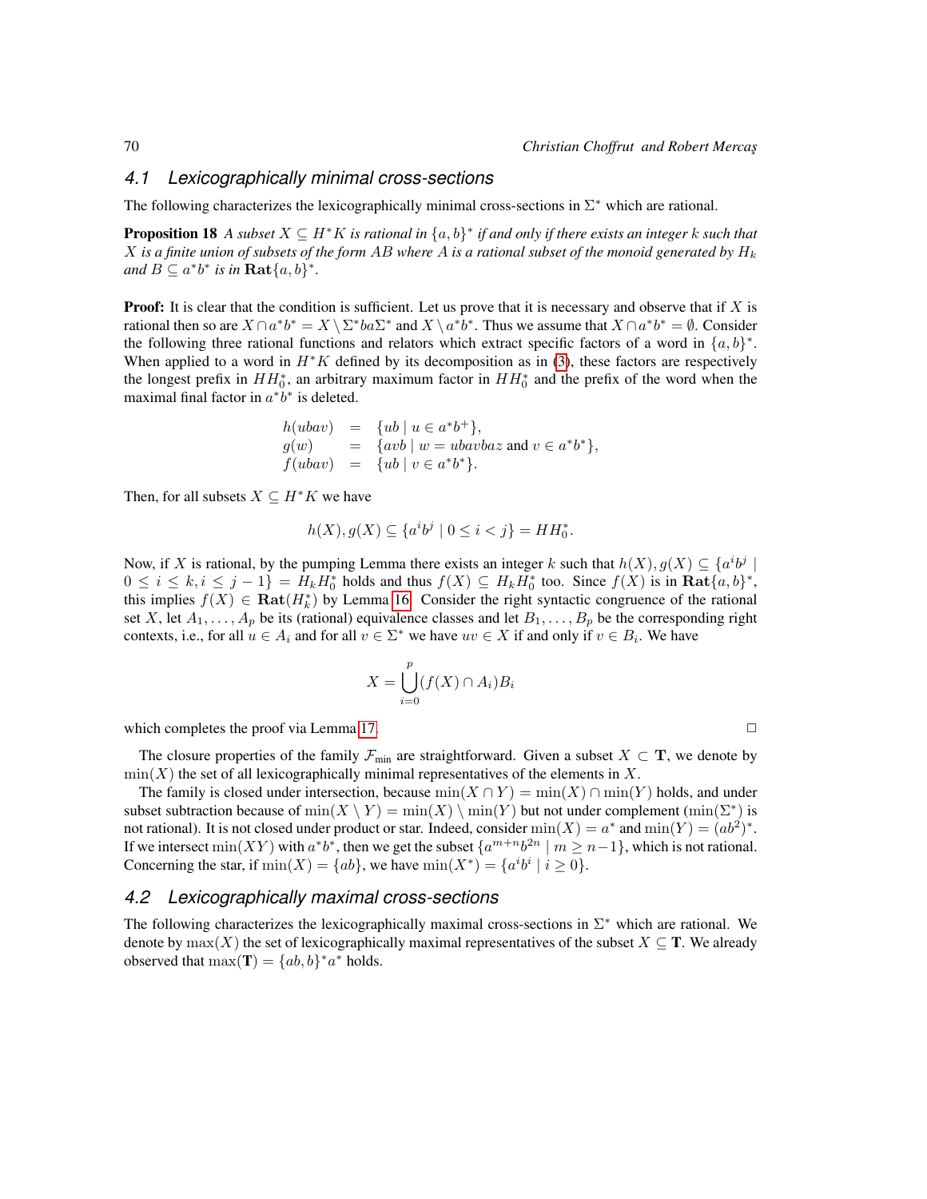### 4.1 Lexicographically minimal cross-sections

The following characterizes the lexicographically minimal cross-sections in $\Sigma^*$ which are rational.

**Proposition 18** *A subset $X \subseteq H^*K$ is rational in $\{a,b\}^*$ if and only if there exists an integer $k$ such that $X$ is a finite union of subsets of the form $AB$ where $A$ is a rational subset of the monoid generated by $H_k$ and $B \subseteq a^*b^*$ is in $\mathbf{Rat}\{a,b\}^*$.*

**Proof:** It is clear that the condition is sufficient. Let us prove that it is necessary and observe that if $X$ is rational then so are $X \cap a^*b^* = X \setminus \Sigma^*ba\Sigma^*$ and $X \setminus a^*b^*$. Thus we assume that $X \cap a^*b^* = \emptyset$. Consider the following three rational functions and relators which extract specific factors of a word in $\{a,b\}^*$. When applied to a word in $H^*K$ defined by its decomposition as in (3), these factors are respectively the longest prefix in $HH_0^*$, an arbitrary maximum factor in $HH_0^*$ and the prefix of the word when the maximal final factor in $a^*b^*$ is deleted.

$$
\begin{aligned}
h(ubav) &= \{ub \mid u \in a^*b^+\},\\
g(w) &= \{avb \mid w = ubavbaz \text{ and } v \in a^*b^*\},\\
f(ubav) &= \{ub \mid v \in a^*b^*\}.
\end{aligned}
$$

Then, for all subsets $X \subseteq H^*K$ we have

$$
h(X), g(X) \subseteq \{a^ib^j \mid 0 \le i < j\} = HH_0^*.
$$

Now, if $X$ is rational, by the pumping Lemma there exists an integer $k$ such that $h(X), g(X) \subseteq \{a^ib^j \mid 0 \le i \le k, i \le j-1\} = H_kH_0^*$ holds and thus $f(X) \subseteq H_kH_0^*$ too. Since $f(X)$ is in $\mathbf{Rat}\{a,b\}^*$, this implies $f(X) \in \mathbf{Rat}(H_k^*)$ by Lemma 16. Consider the right syntactic congruence of the rational set $X$, let $A_1, \ldots, A_p$ be its (rational) equivalence classes and let $B_1, \ldots, B_p$ be the corresponding right contexts, i.e., for all $u \in A_i$ and for all $v \in \Sigma^*$ we have $uv \in X$ if and only if $v \in B_i$. We have

$$
X = \bigcup_{i=0}^{p} (f(X) \cap A_i)B_i
$$

which completes the proof via Lemma 17. $\square$

The closure properties of the family $\mathcal{F}_{\min}$ are straightforward. Given a subset $X \subset \mathbf{T}$, we denote by $\min(X)$ the set of all lexicographically minimal representatives of the elements in $X$.

The family is closed under intersection, because $\min(X \cap Y) = \min(X) \cap \min(Y)$ holds, and under subset subtraction because of $\min(X \setminus Y) = \min(X) \setminus \min(Y)$ but not under complement ($\min(\Sigma^*)$ is not rational). It is not closed under product or star. Indeed, consider $\min(X) = a^*$ and $\min(Y) = (ab^2)^*$. If we intersect $\min(XY)$ with $a^*b^*$, then we get the subset $\{a^{m+n}b^{2n} \mid m \ge n-1\}$, which is not rational. Concerning the star, if $\min(X) = \{ab\}$, we have $\min(X^*) = \{a^ib^i \mid i \ge 0\}$.

### 4.2 Lexicographically maximal cross-sections

The following characterizes the lexicographically maximal cross-sections in $\Sigma^*$ which are rational. We denote by $\max(X)$ the set of lexicographically maximal representatives of the subset $X \subseteq \mathbf{T}$. We already observed that $\max(\mathbf{T}) = \{ab, b\}^*a^*$ holds.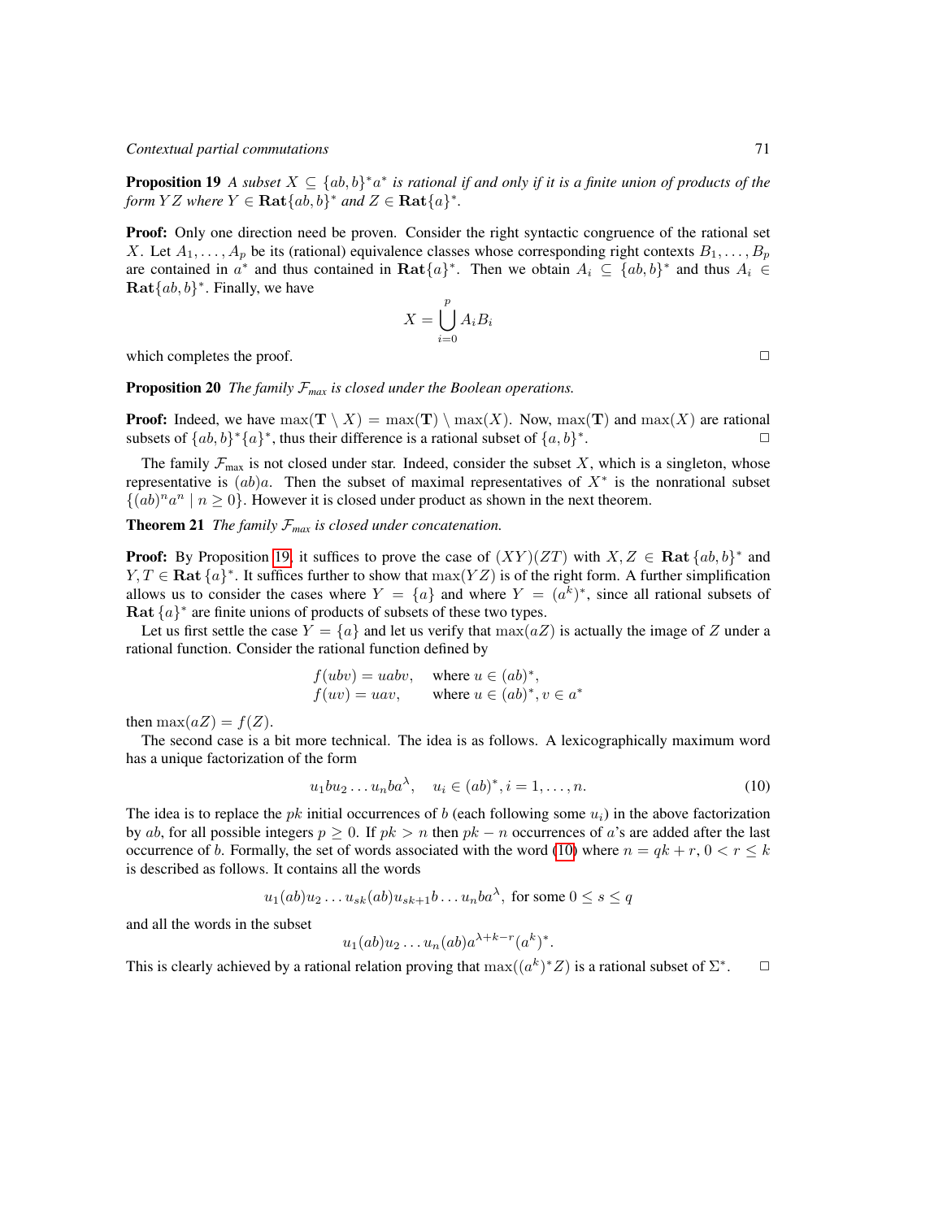**Proposition 19** *A subset $X \subseteq \{ab, b\}^* a^*$ is rational if and only if it is a finite union of products of the form $YZ$ where $Y \in \mathbf{Rat}\{ab, b\}^*$ and $Z \in \mathbf{Rat}\{a\}^*$.*

**Proof:** Only one direction need be proven. Consider the right syntactic congruence of the rational set $X$. Let $A_1, \ldots, A_p$ be its (rational) equivalence classes whose corresponding right contexts $B_1, \ldots, B_p$ are contained in $a^*$ and thus contained in $\mathbf{Rat}\{a\}^*$. Then we obtain $A_i \subseteq \{ab, b\}^*$ and thus $A_i \in \mathbf{Rat}\{ab, b\}^*$. Finally, we have

$$X = \bigcup_{i=0}^{p} A_i B_i$$

which completes the proof. □

**Proposition 20** *The family $\mathcal{F}_{max}$ is closed under the Boolean operations.*

**Proof:** Indeed, we have $\max(\mathbf{T} \setminus X) = \max(\mathbf{T}) \setminus \max(X)$. Now, $\max(\mathbf{T})$ and $\max(X)$ are rational subsets of $\{ab, b\}^*\{a\}^*$, thus their difference is a rational subset of $\{a, b\}^*$. □

The family $\mathcal{F}_{\max}$ is not closed under star. Indeed, consider the subset $X$, which is a singleton, whose representative is $(ab)a$. Then the subset of maximal representatives of $X^*$ is the nonrational subset $\{(ab)^n a^n \mid n \geq 0\}$. However it is closed under product as shown in the next theorem.

**Theorem 21** *The family $\mathcal{F}_{max}$ is closed under concatenation.*

**Proof:** By Proposition 19, it suffices to prove the case of $(XY)(ZT)$ with $X, Z \in \mathbf{Rat}\,\{ab, b\}^*$ and $Y, T \in \mathbf{Rat}\,\{a\}^*$. It suffices further to show that $\max(YZ)$ is of the right form. A further simplification allows us to consider the cases where $Y = \{a\}$ and where $Y = (a^k)^*$, since all rational subsets of $\mathbf{Rat}\,\{a\}^*$ are finite unions of products of subsets of these two types.

Let us first settle the case $Y = \{a\}$ and let us verify that $\max(aZ)$ is actually the image of $Z$ under a rational function. Consider the rational function defined by

$$\begin{aligned} f(ubv) &= uabv, && \text{where } u \in (ab)^*, \\ f(uv) &= uav, && \text{where } u \in (ab)^*, v \in a^* \end{aligned}$$

then $\max(aZ) = f(Z)$.

The second case is a bit more technical. The idea is as follows. A lexicographically maximum word has a unique factorization of the form

$$u_1 b u_2 \ldots u_n b a^{\lambda}, \quad u_i \in (ab)^*, i = 1, \ldots, n. \tag{10}$$

The idea is to replace the $pk$ initial occurrences of $b$ (each following some $u_i$) in the above factorization by $ab$, for all possible integers $p \geq 0$. If $pk > n$ then $pk - n$ occurrences of $a$'s are added after the last occurrence of $b$. Formally, the set of words associated with the word (10) where $n = qk + r$, $0 < r \leq k$ is described as follows. It contains all the words

$$u_1(ab)u_2 \ldots u_{sk}(ab)u_{sk+1}b \ldots u_n b a^{\lambda}, \text{ for some } 0 \leq s \leq q$$

and all the words in the subset

$$u_1(ab)u_2 \ldots u_n(ab)a^{\lambda+k-r}(a^k)^*.$$

This is clearly achieved by a rational relation proving that $\max((a^k)^* Z)$ is a rational subset of $\Sigma^*$. □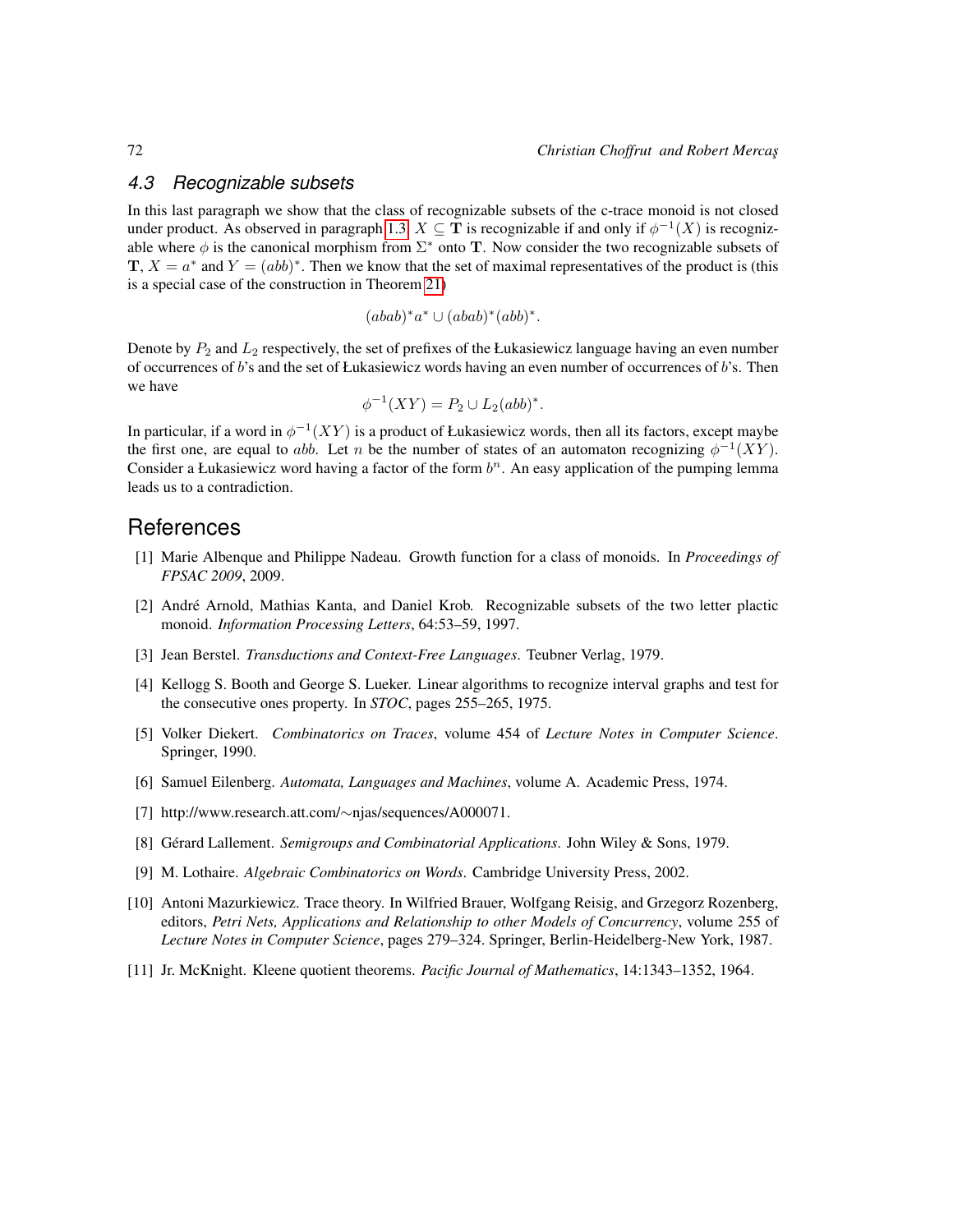### 4.3 Recognizable subsets

In this last paragraph we show that the class of recognizable subsets of the c-trace monoid is not closed under product. As observed in paragraph 1.3, $X \subseteq \mathbf{T}$ is recognizable if and only if $\phi^{-1}(X)$ is recognizable where $\phi$ is the canonical morphism from $\Sigma^*$ onto $\mathbf{T}$. Now consider the two recognizable subsets of $\mathbf{T}$, $X = a^*$ and $Y = (abb)^*$. Then we know that the set of maximal representatives of the product is (this is a special case of the construction in Theorem 21)

$$(abab)^* a^* \cup (abab)^* (abb)^*.$$

Denote by $P_2$ and $L_2$ respectively, the set of prefixes of the Łukasiewicz language having an even number of occurrences of $b$'s and the set of Łukasiewicz words having an even number of occurrences of $b$'s. Then we have

$$\phi^{-1}(XY) = P_2 \cup L_2(abb)^*.$$

In particular, if a word in $\phi^{-1}(XY)$ is a product of Łukasiewicz words, then all its factors, except maybe the first one, are equal to $abb$. Let $n$ be the number of states of an automaton recognizing $\phi^{-1}(XY)$. Consider a Łukasiewicz word having a factor of the form $b^n$. An easy application of the pumping lemma leads us to a contradiction.

## References

[1] Marie Albenque and Philippe Nadeau. Growth function for a class of monoids. In *Proceedings of FPSAC 2009*, 2009.

[2] André Arnold, Mathias Kanta, and Daniel Krob. Recognizable subsets of the two letter plactic monoid. *Information Processing Letters*, 64:53–59, 1997.

[3] Jean Berstel. *Transductions and Context-Free Languages*. Teubner Verlag, 1979.

[4] Kellogg S. Booth and George S. Lueker. Linear algorithms to recognize interval graphs and test for the consecutive ones property. In *STOC*, pages 255–265, 1975.

[5] Volker Diekert. *Combinatorics on Traces*, volume 454 of *Lecture Notes in Computer Science*. Springer, 1990.

[6] Samuel Eilenberg. *Automata, Languages and Machines*, volume A. Academic Press, 1974.

[7] http://www.research.att.com/∼njas/sequences/A000071.

[8] Gérard Lallement. *Semigroups and Combinatorial Applications*. John Wiley & Sons, 1979.

[9] M. Lothaire. *Algebraic Combinatorics on Words*. Cambridge University Press, 2002.

[10] Antoni Mazurkiewicz. Trace theory. In Wilfried Brauer, Wolfgang Reisig, and Grzegorz Rozenberg, editors, *Petri Nets, Applications and Relationship to other Models of Concurrency*, volume 255 of *Lecture Notes in Computer Science*, pages 279–324. Springer, Berlin-Heidelberg-New York, 1987.

[11] Jr. McKnight. Kleene quotient theorems. *Pacific Journal of Mathematics*, 14:1343–1352, 1964.